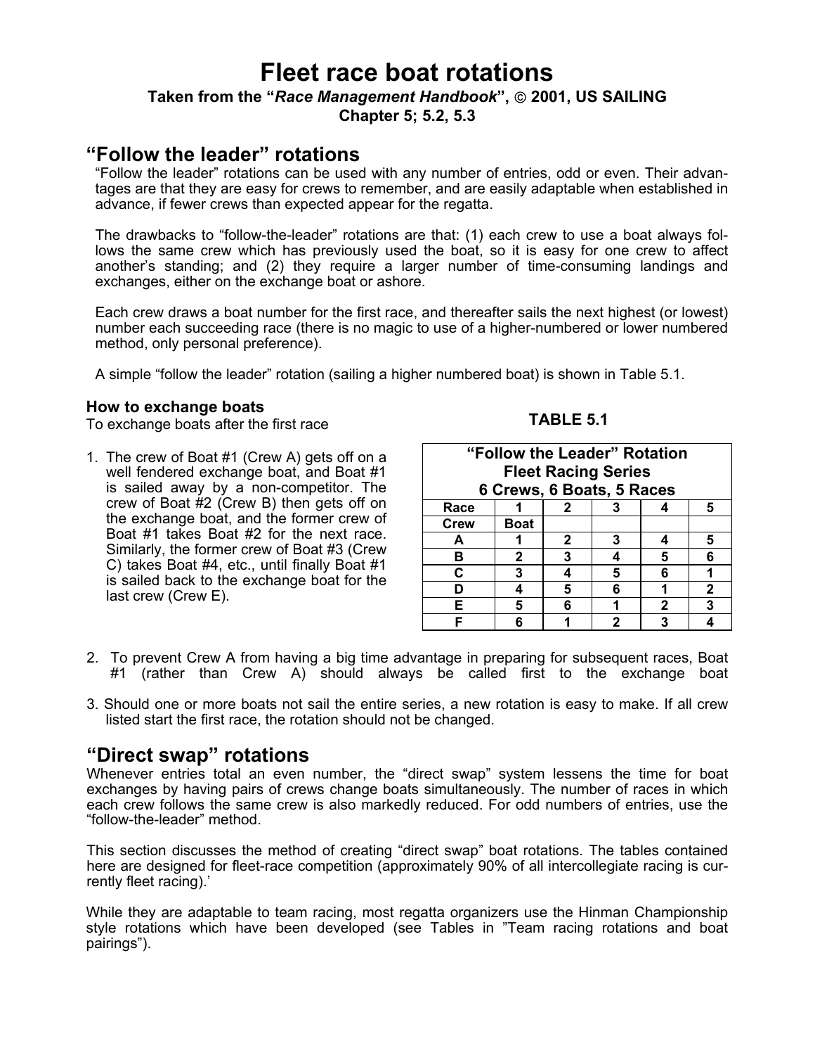# Fleet race boat rotations

**Taken from the "*Race Management Handbook*", © 2001, US SAILING**
**Chapter 5; 5.2, 5.3**

## "Follow the leader" rotations

"Follow the leader" rotations can be used with any number of entries, odd or even. Their advantages are that they are easy for crews to remember, and are easily adaptable when established in advance, if fewer crews than expected appear for the regatta.

The drawbacks to "follow-the-leader" rotations are that: (1) each crew to use a boat always follows the same crew which has previously used the boat, so it is easy for one crew to affect another's standing; and (2) they require a larger number of time-consuming landings and exchanges, either on the exchange boat or ashore.

Each crew draws a boat number for the first race, and thereafter sails the next highest (or lowest) number each succeeding race (there is no magic to use of a higher-numbered or lower numbered method, only personal preference).

A simple "follow the leader" rotation (sailing a higher numbered boat) is shown in Table 5.1.

### How to exchange boats

To exchange boats after the first race

1. The crew of Boat #1 (Crew A) gets off on a well fendered exchange boat, and Boat #1 is sailed away by a non-competitor. The crew of Boat #2 (Crew B) then gets off on the exchange boat, and the former crew of Boat #1 takes Boat #2 for the next race. Similarly, the former crew of Boat #3 (Crew C) takes Boat #4, etc., until finally Boat #1 is sailed back to the exchange boat for the last crew (Crew E).

**TABLE 5.1**

**"Follow the Leader" Rotation**
**Fleet Racing Series**
**6 Crews, 6 Boats, 5 Races**

| Race | 1 | 2 | 3 | 4 | 5 |
|---|---|---|---|---|---|
| **Crew** | **Boat** | | | | |
| **A** | 1 | 2 | 3 | 4 | 5 |
| **B** | 2 | 3 | 4 | 5 | 6 |
| **C** | 3 | 4 | 5 | 6 | 1 |
| **D** | 4 | 5 | 6 | 1 | 2 |
| **E** | 5 | 6 | 1 | 2 | 3 |
| **F** | 6 | 1 | 2 | 3 | 4 |

2. To prevent Crew A from having a big time advantage in preparing for subsequent races, Boat #1 (rather than Crew A) should always be called first to the exchange boat

3. Should one or more boats not sail the entire series, a new rotation is easy to make. If all crew listed start the first race, the rotation should not be changed.

## "Direct swap" rotations

Whenever entries total an even number, the "direct swap" system lessens the time for boat exchanges by having pairs of crews change boats simultaneously. The number of races in which each crew follows the same crew is also markedly reduced. For odd numbers of entries, use the "follow-the-leader" method.

This section discusses the method of creating "direct swap" boat rotations. The tables contained here are designed for fleet-race competition (approximately 90% of all intercollegiate racing is currently fleet racing).'

While they are adaptable to team racing, most regatta organizers use the Hinman Championship style rotations which have been developed (see Tables in "Team racing rotations and boat pairings").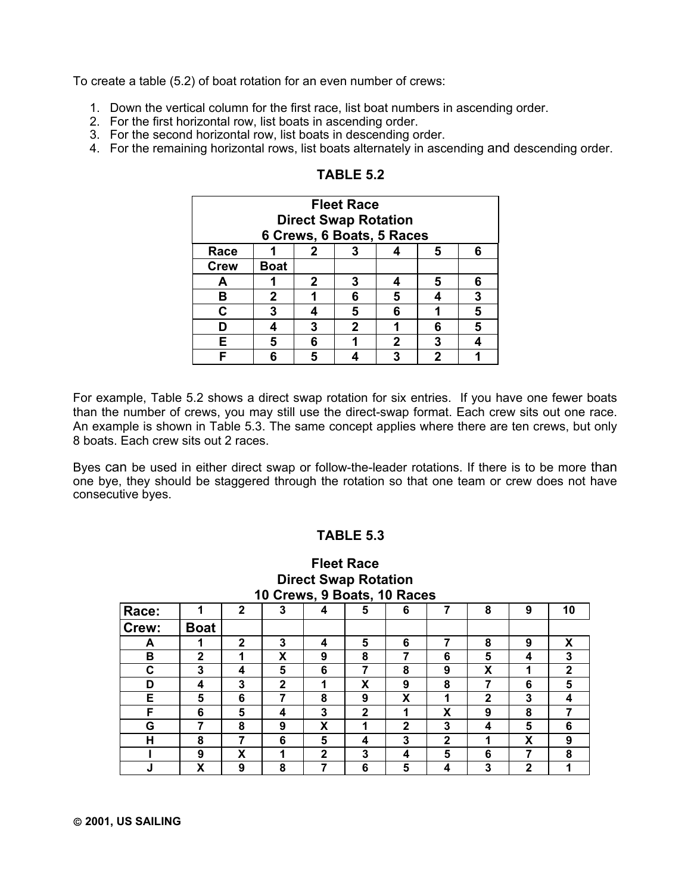To create a table (5.2) of boat rotation for an even number of crews:

1. Down the vertical column for the first race, list boat numbers in ascending order.
2. For the first horizontal row, list boats in ascending order.
3. For the second horizontal row, list boats in descending order.
4. For the remaining horizontal rows, list boats alternately in ascending and descending order.

**TABLE 5.2**

| Fleet Race<br>Direct Swap Rotation<br>6 Crews, 6 Boats, 5 Races | | | | | | |
|---|---|---|---|---|---|---|
| **Race** | **1** | **2** | **3** | **4** | **5** | **6** |
| **Crew** | **Boat** | | | | | |
| **A** | 1 | 2 | 3 | 4 | 5 | 6 |
| **B** | 2 | 1 | 6 | 5 | 4 | 3 |
| **C** | 3 | 4 | 5 | 6 | 1 | 5 |
| **D** | 4 | 3 | 2 | 1 | 6 | 5 |
| **E** | 5 | 6 | 1 | 2 | 3 | 4 |
| **F** | 6 | 5 | 4 | 3 | 2 | 1 |

For example, Table 5.2 shows a direct swap rotation for six entries. If you have one fewer boats than the number of crews, you may still use the direct-swap format. Each crew sits out one race. An example is shown in Table 5.3. The same concept applies where there are ten crews, but only 8 boats. Each crew sits out 2 races.

Byes can be used in either direct swap or follow-the-leader rotations. If there is to be more than one bye, they should be staggered through the rotation so that one team or crew does not have consecutive byes.

**TABLE 5.3**

**Fleet Race**
**Direct Swap Rotation**
**10 Crews, 9 Boats, 10 Races**

| **Race:** | **1** | **2** | **3** | **4** | **5** | **6** | **7** | **8** | **9** | **10** |
|---|---|---|---|---|---|---|---|---|---|---|
| **Crew:** | **Boat** | | | | | | | | | |
| **A** | 1 | 2 | 3 | 4 | 5 | 6 | 7 | 8 | 9 | X |
| **B** | 2 | 1 | X | 9 | 8 | 7 | 6 | 5 | 4 | 3 |
| **C** | 3 | 4 | 5 | 6 | 7 | 8 | 9 | X | 1 | 2 |
| **D** | 4 | 3 | 2 | 1 | X | 9 | 8 | 7 | 6 | 5 |
| **E** | 5 | 6 | 7 | 8 | 9 | X | 1 | 2 | 3 | 4 |
| **F** | 6 | 5 | 4 | 3 | 2 | 1 | X | 9 | 8 | 7 |
| **G** | 7 | 8 | 9 | X | 1 | 2 | 3 | 4 | 5 | 6 |
| **H** | 8 | 7 | 6 | 5 | 4 | 3 | 2 | 1 | X | 9 |
| **I** | 9 | X | 1 | 2 | 3 | 4 | 5 | 6 | 7 | 8 |
| **J** | X | 9 | 8 | 7 | 6 | 5 | 4 | 3 | 2 | 1 |

**© 2001, US SAILING**